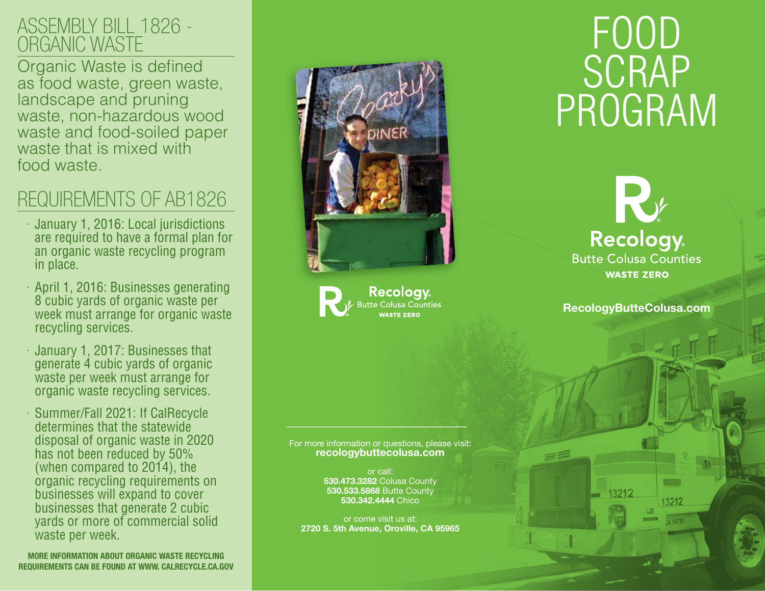# ASSEMBLY BILL 1826 - ORGANIC WASTE

Organic Waste is defined as food waste, green waste, landscape and pruning waste, non-hazardous wood waste and food-soiled paper waste that is mixed with food waste.

## REQUIREMENTS OF AB1826

- January 1, 2016: Local jurisdictions are required to have a formal plan for an organic waste recycling program in place.
- April 1, 2016: Businesses generating 8 cubic yards of organic waste per week must arrange for organic waste recycling services.
- January 1, 2017: Businesses that generate 4 cubic yards of organic waste per week must arrange for organic waste recycling services.
- Summer/Fall 2021: If CalRecycle determines that the statewide disposal of organic waste in 2020 has not been reduced by 50% (when compared to 2014), the organic recycling requirements on businesses will expand to cover businesses that generate 2 cubic yards or more of commercial solid waste per week.

**MORE INFORMATION ABOUT ORGANIC WASTE RECYCLING REQUIREMENTS CAN BE FOUND AT WWW. CALRECYCLE.CA.GOV**

Recology. Butte Colusa Counties WASTE ZERO

For more information or questions, please visit:
**recologybuttecolusa.com**

or call:
**530.473.3282** Colusa County
**530.533.5868** Butte County
**530.342.4444** Chico

or come visit us at:
**2720 S. 5th Avenue, Oroville, CA 95965**

# FOOD SCRAP PROGRAM

Recology. Butte Colusa Counties WASTE ZERO

**RecologyButteColusa.com**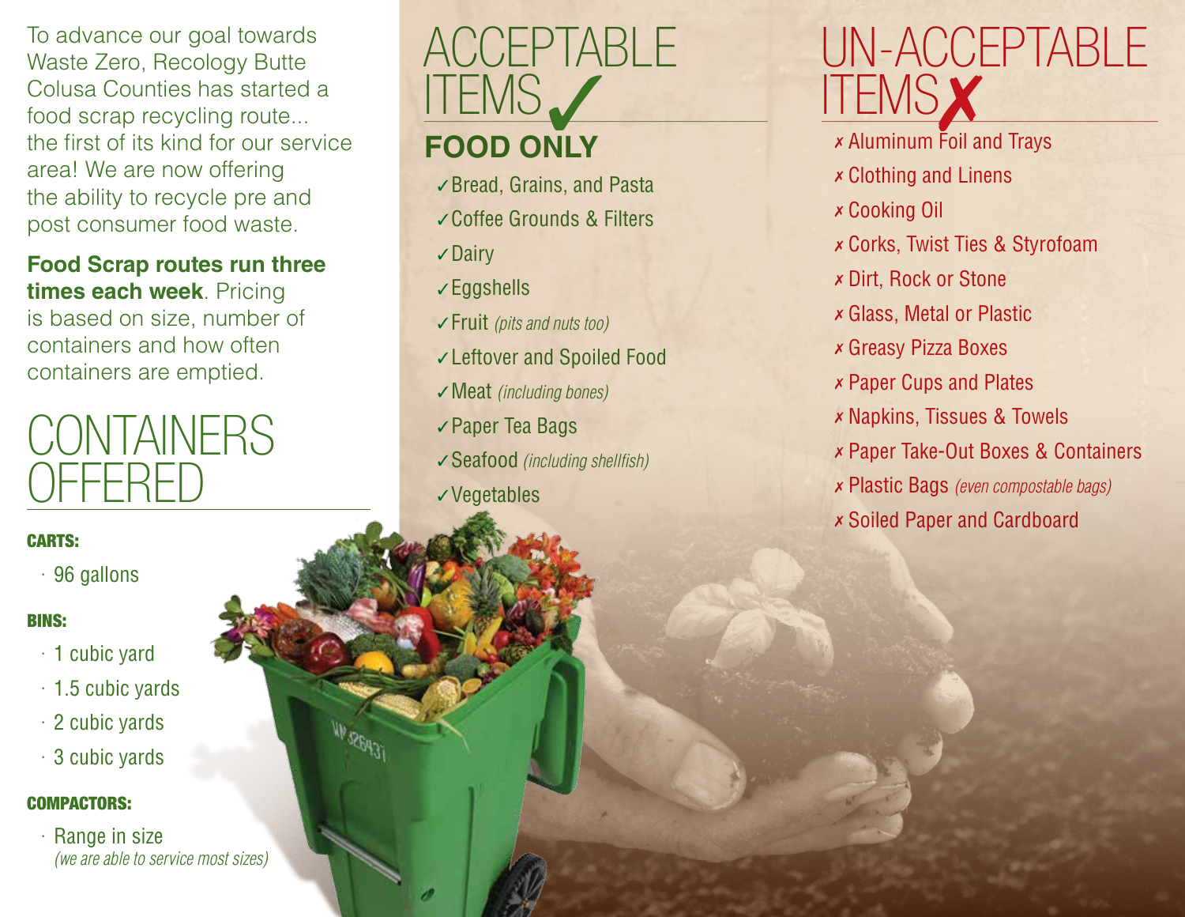To advance our goal towards Waste Zero, Recology Butte Colusa Counties has started a food scrap recycling route... the first of its kind for our service area! We are now offering the ability to recycle pre and post consumer food waste.

**Food Scrap routes run three times each week**. Pricing is based on size, number of containers and how often containers are emptied.

# CONTAINERS OFFERED

**CARTS:**

- 96 gallons

**BINS:**

- 1 cubic yard
- 1.5 cubic yards
- 2 cubic yards
- 3 cubic yards

**COMPACTORS:**

- Range in size *(we are able to service most sizes)*

# ACCEPTABLE ITEMS ✓

## FOOD ONLY

- ✓ Bread, Grains, and Pasta
- ✓ Coffee Grounds & Filters
- ✓ Dairy
- ✓ Eggshells
- ✓ Fruit *(pits and nuts too)*
- ✓ Leftover and Spoiled Food
- ✓ Meat *(including bones)*
- ✓ Paper Tea Bags
- ✓ Seafood *(including shellfish)*
- ✓ Vegetables

# UN-ACCEPTABLE ITEMS ✗

- ✗ Aluminum Foil and Trays
- ✗ Clothing and Linens
- ✗ Cooking Oil
- ✗ Corks, Twist Ties & Styrofoam
- ✗ Dirt, Rock or Stone
- ✗ Glass, Metal or Plastic
- ✗ Greasy Pizza Boxes
- ✗ Paper Cups and Plates
- ✗ Napkins, Tissues & Towels
- ✗ Paper Take-Out Boxes & Containers
- ✗ Plastic Bags *(even compostable bags)*
- ✗ Soiled Paper and Cardboard